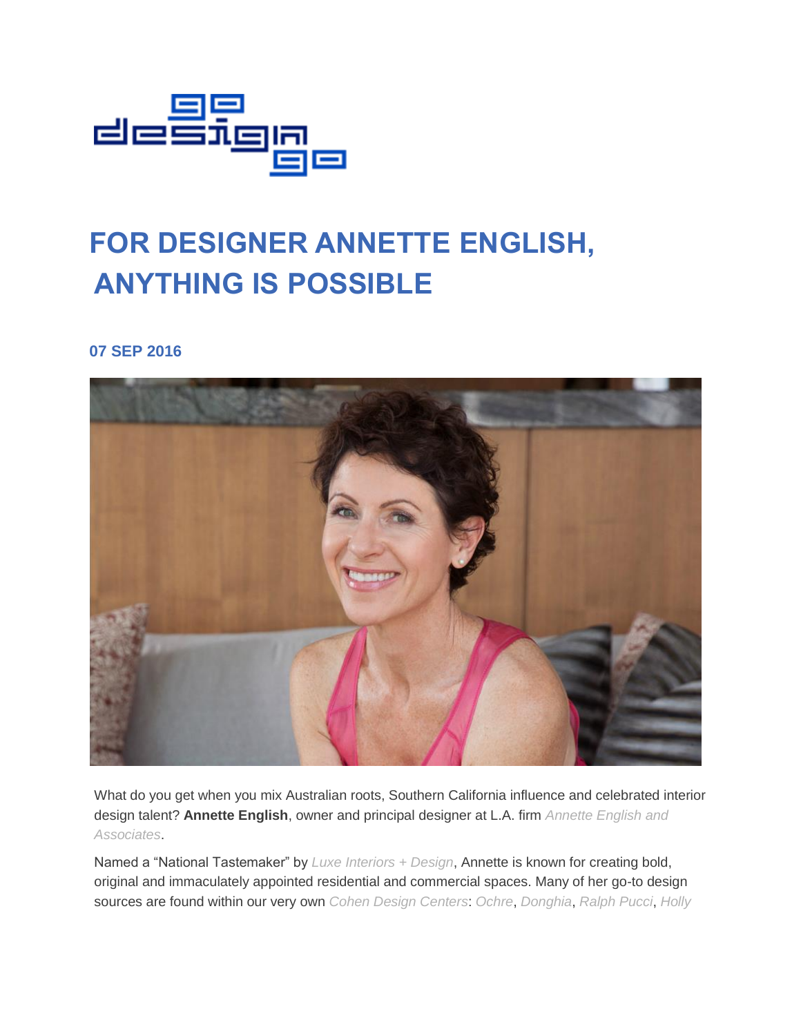# FOR DESIGNER ANNETTE ENGLISH, ANYTHING IS POSSIBLE

**07 SEP 2016**

What do you get when you mix Australian roots, Southern California influence and celebrated interior design talent? **Annette English**, owner and principal designer at L.A. firm *Annette English and Associates*.

Named a "National Tastemaker" by *Luxe Interiors + Design*, Annette is known for creating bold, original and immaculately appointed residential and commercial spaces. Many of her go-to design sources are found within our very own *Cohen Design Centers*: *Ochre*, *Donghia*, *Ralph Pucci*, *Holly*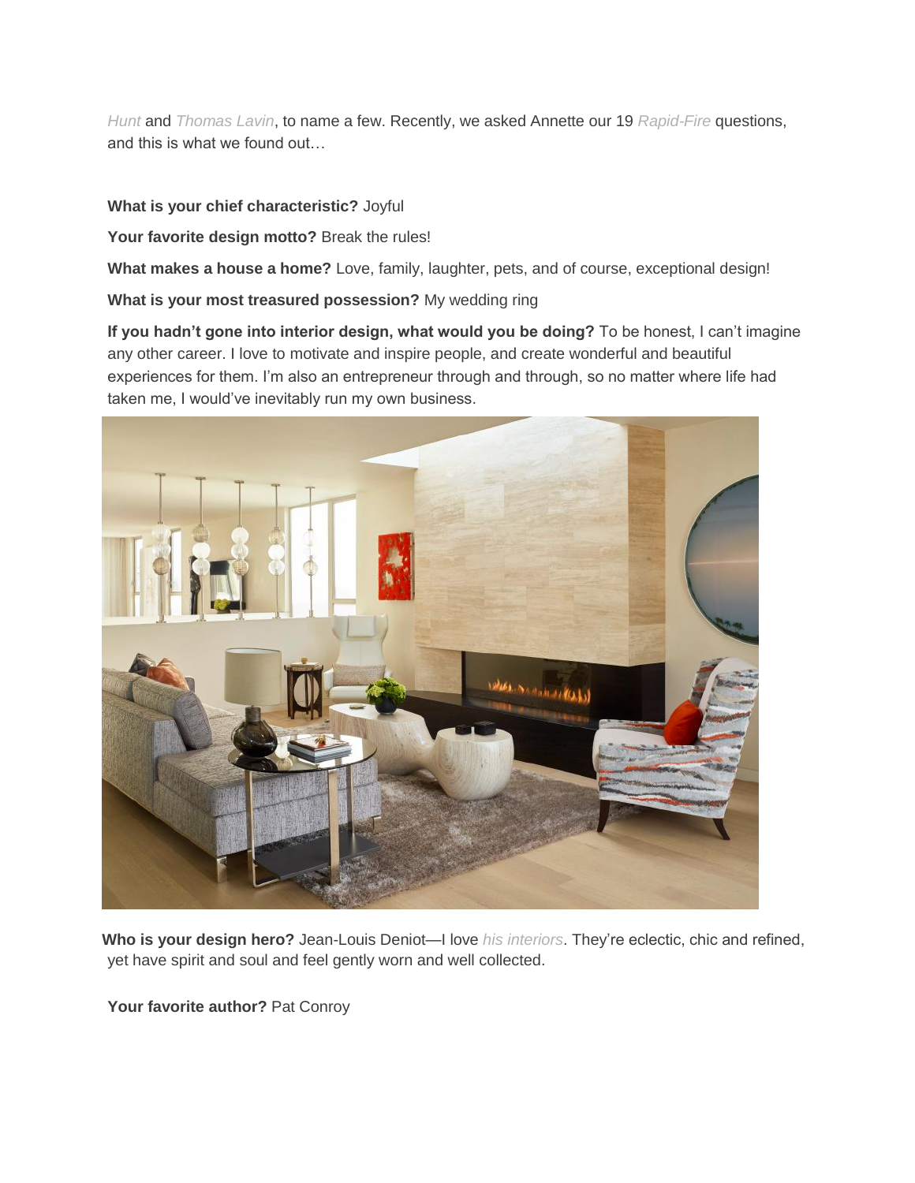*Hunt* and *Thomas Lavin*, to name a few. Recently, we asked Annette our 19 *Rapid-Fire* questions, and this is what we found out…

**What is your chief characteristic?** Joyful

**Your favorite design motto?** Break the rules!

**What makes a house a home?** Love, family, laughter, pets, and of course, exceptional design!

**What is your most treasured possession?** My wedding ring

**If you hadn't gone into interior design, what would you be doing?** To be honest, I can't imagine any other career. I love to motivate and inspire people, and create wonderful and beautiful experiences for them. I'm also an entrepreneur through and through, so no matter where life had taken me, I would've inevitably run my own business.

**Who is your design hero?** Jean-Louis Deniot—I love *his interiors*. They're eclectic, chic and refined, yet have spirit and soul and feel gently worn and well collected.

**Your favorite author?** Pat Conroy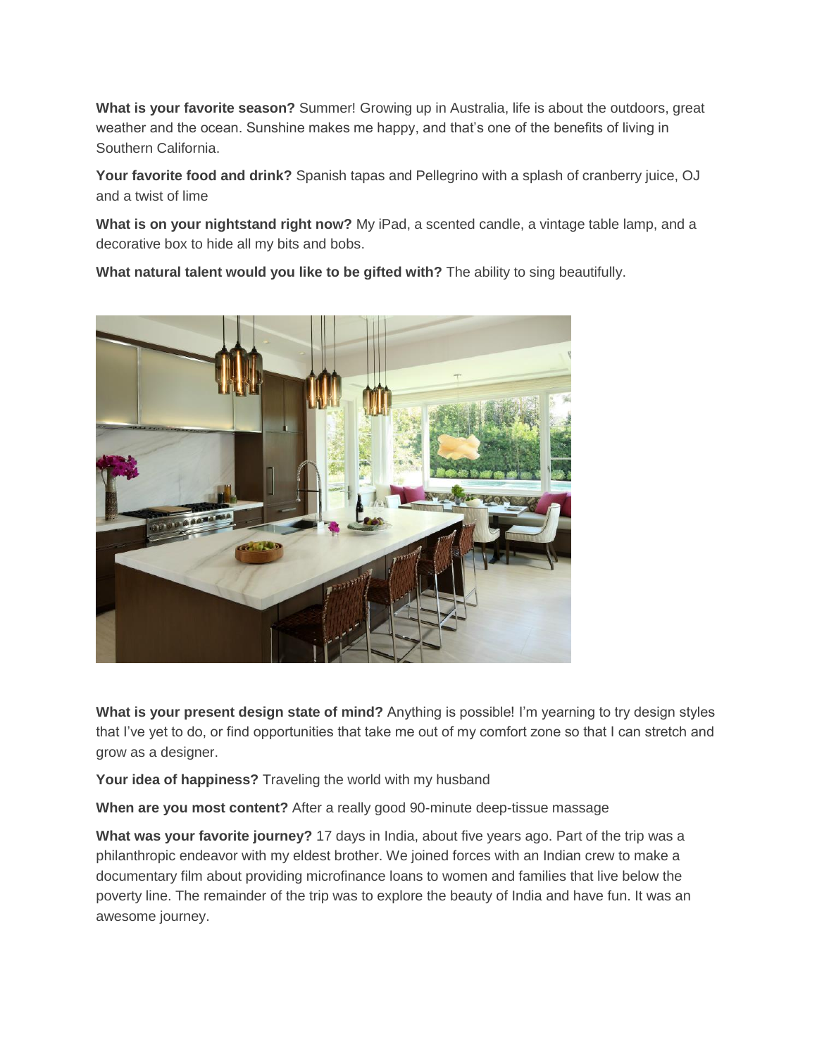**What is your favorite season?** Summer! Growing up in Australia, life is about the outdoors, great weather and the ocean. Sunshine makes me happy, and that's one of the benefits of living in Southern California.

**Your favorite food and drink?** Spanish tapas and Pellegrino with a splash of cranberry juice, OJ and a twist of lime

**What is on your nightstand right now?** My iPad, a scented candle, a vintage table lamp, and a decorative box to hide all my bits and bobs.

**What natural talent would you like to be gifted with?** The ability to sing beautifully.

**What is your present design state of mind?** Anything is possible! I'm yearning to try design styles that I've yet to do, or find opportunities that take me out of my comfort zone so that I can stretch and grow as a designer.

**Your idea of happiness?** Traveling the world with my husband

**When are you most content?** After a really good 90-minute deep-tissue massage

**What was your favorite journey?** 17 days in India, about five years ago. Part of the trip was a philanthropic endeavor with my eldest brother. We joined forces with an Indian crew to make a documentary film about providing microfinance loans to women and families that live below the poverty line. The remainder of the trip was to explore the beauty of India and have fun. It was an awesome journey.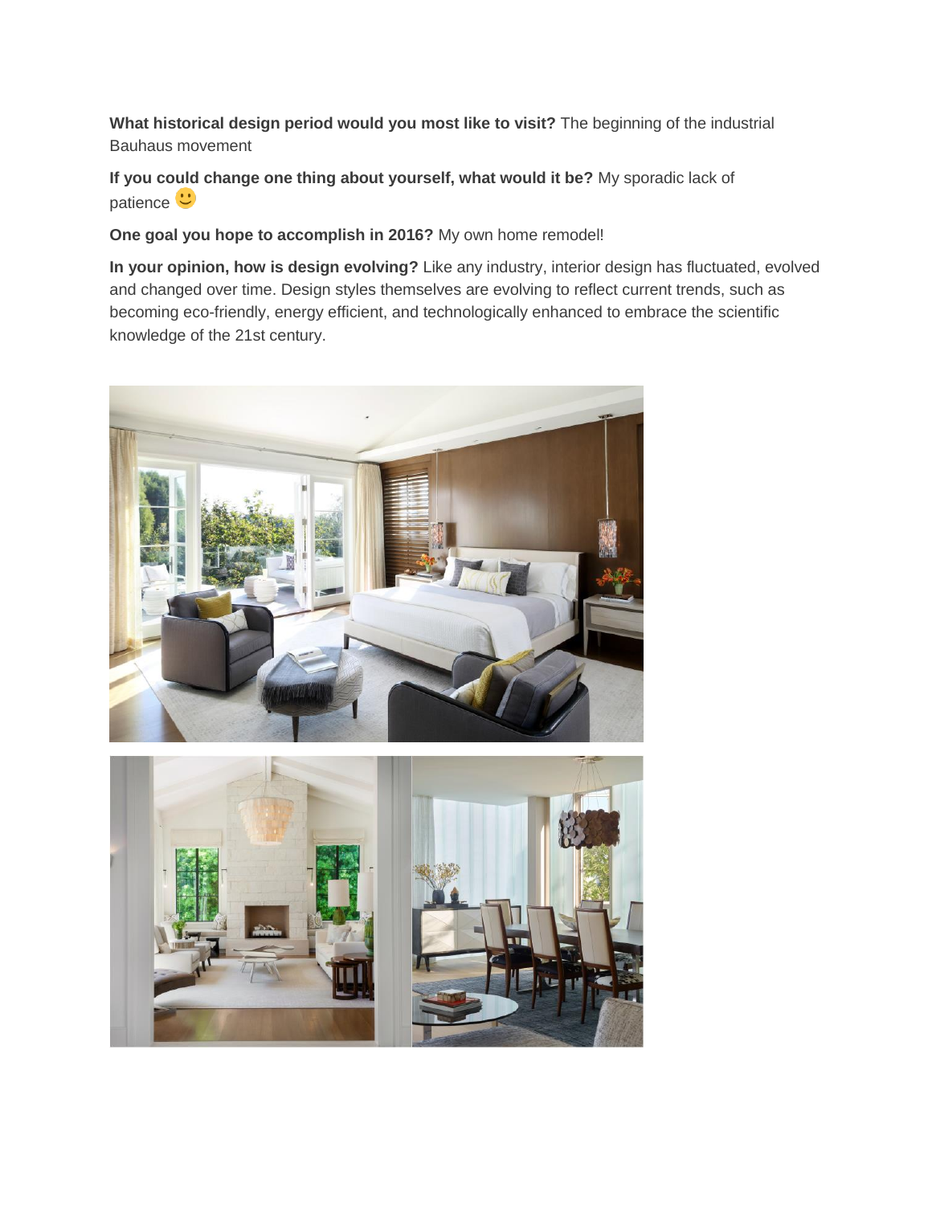**What historical design period would you most like to visit?** The beginning of the industrial Bauhaus movement

**If you could change one thing about yourself, what would it be?** My sporadic lack of patience 🙂

**One goal you hope to accomplish in 2016?** My own home remodel!

**In your opinion, how is design evolving?** Like any industry, interior design has fluctuated, evolved and changed over time. Design styles themselves are evolving to reflect current trends, such as becoming eco-friendly, energy efficient, and technologically enhanced to embrace the scientific knowledge of the 21st century.